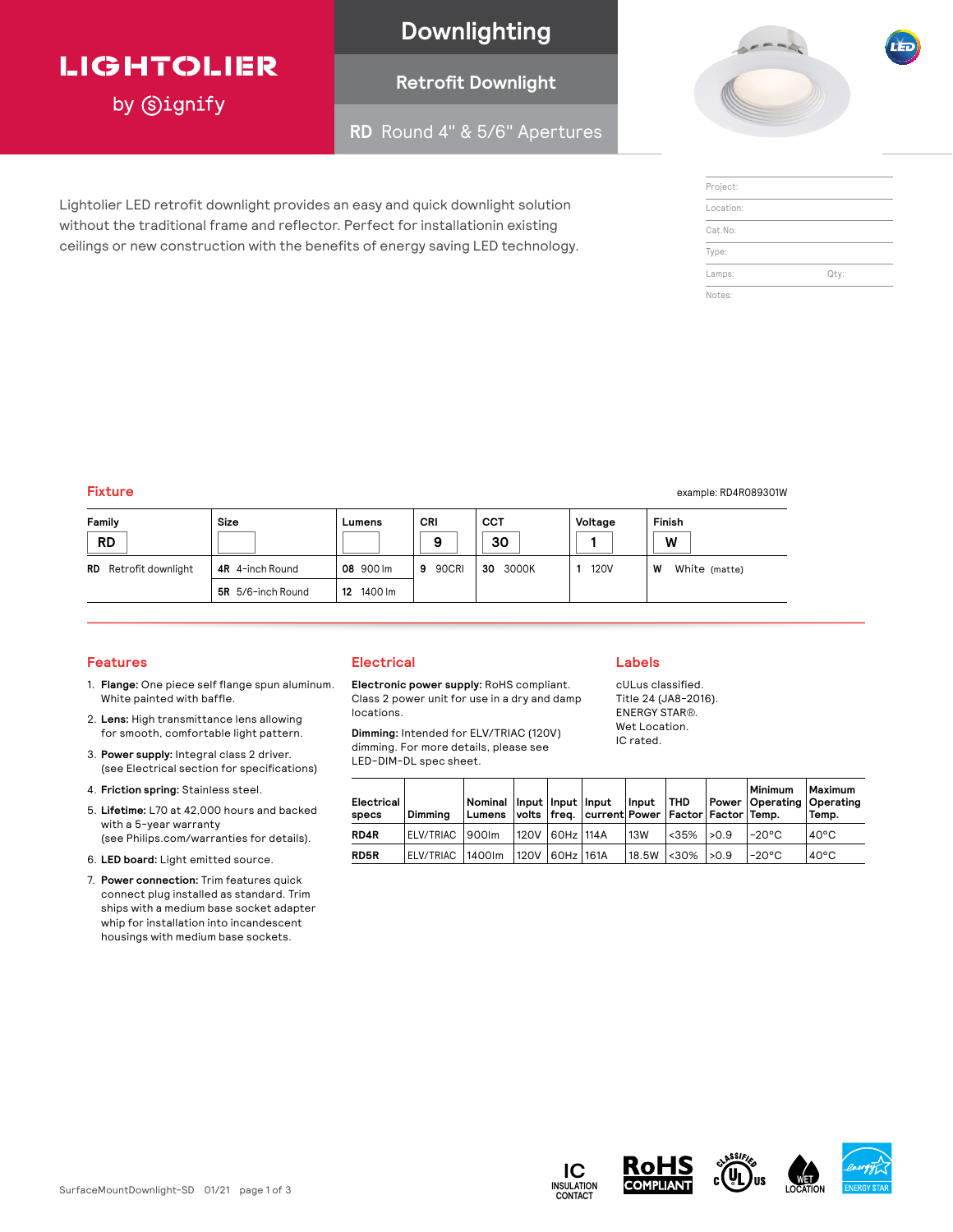# LIGHTOLIER by Signify

## Downlighting

### Retrofit Downlight

### RD Round 4" & 5/6" Apertures

Lightolier LED retrofit downlight provides an easy and quick downlight solution without the traditional frame and reflector. Perfect for installationin existing ceilings or new construction with the benefits of energy saving LED technology.

| Project: | |
|---|---|
| Location: | |
| Cat.No: | |
| Type: | |
| Lamps: | Qty: |
| Notes: | |

## Fixture

example: RD4R089301W

| Family | Size | Lumens | CRI | CCT | Voltage | Finish |
|---|---|---|---|---|---|---|
| RD | | | 9 | 30 | 1 | W |
| **RD** Retrofit downlight | **4R** 4-inch Round | **08** 900 lm | **9** 90CRI | **30** 3000K | **1** 120V | **W** White (matte) |
| | **5R** 5/6-inch Round | **12** 1400 lm | | | | |

## Features

1. **Flange:** One piece self flange spun aluminum. White painted with baffle.
2. **Lens:** High transmittance lens allowing for smooth, comfortable light pattern.
3. **Power supply:** Integral class 2 driver. (see Electrical section for specifications)
4. **Friction spring:** Stainless steel.
5. **Lifetime:** L70 at 42,000 hours and backed with a 5-year warranty (see Philips.com/warranties for details).
6. **LED board:** Light emitted source.
7. **Power connection:** Trim features quick connect plug installed as standard. Trim ships with a medium base socket adapter whip for installation into incandescent housings with medium base sockets.

## Electrical

**Electronic power supply:** RoHS compliant. Class 2 power unit for use in a dry and damp locations.

**Dimming:** Intended for ELV/TRIAC (120V) dimming. For more details, please see LED-DIM-DL spec sheet.

| Electrical specs | Dimming | Nominal Lumens | Input volts | Input freq. | Input current | Input Power | THD Factor | Power Factor | Minimum Operating Temp. | Maximum Operating Temp. |
|---|---|---|---|---|---|---|---|---|---|---|
| **RD4R** | ELV/TRIAC | 900lm | 120V | 60Hz | 114A | 13W | <35% | >0.9 | -20°C | 40°C |
| **RD5R** | ELV/TRIAC | 1400lm | 120V | 60Hz | 161A | 18.5W | <30% | >0.9 | -20°C | 40°C |

## Labels

cULus classified.
Title 24 (JA8-2016).
ENERGY STAR®.
Wet Location.
IC rated.

IC INSULATION CONTACT | RoHS COMPLIANT | c UL us CLASSIFIED | WET LOCATION | ENERGY STAR

SurfaceMountDownlight-SD 01/21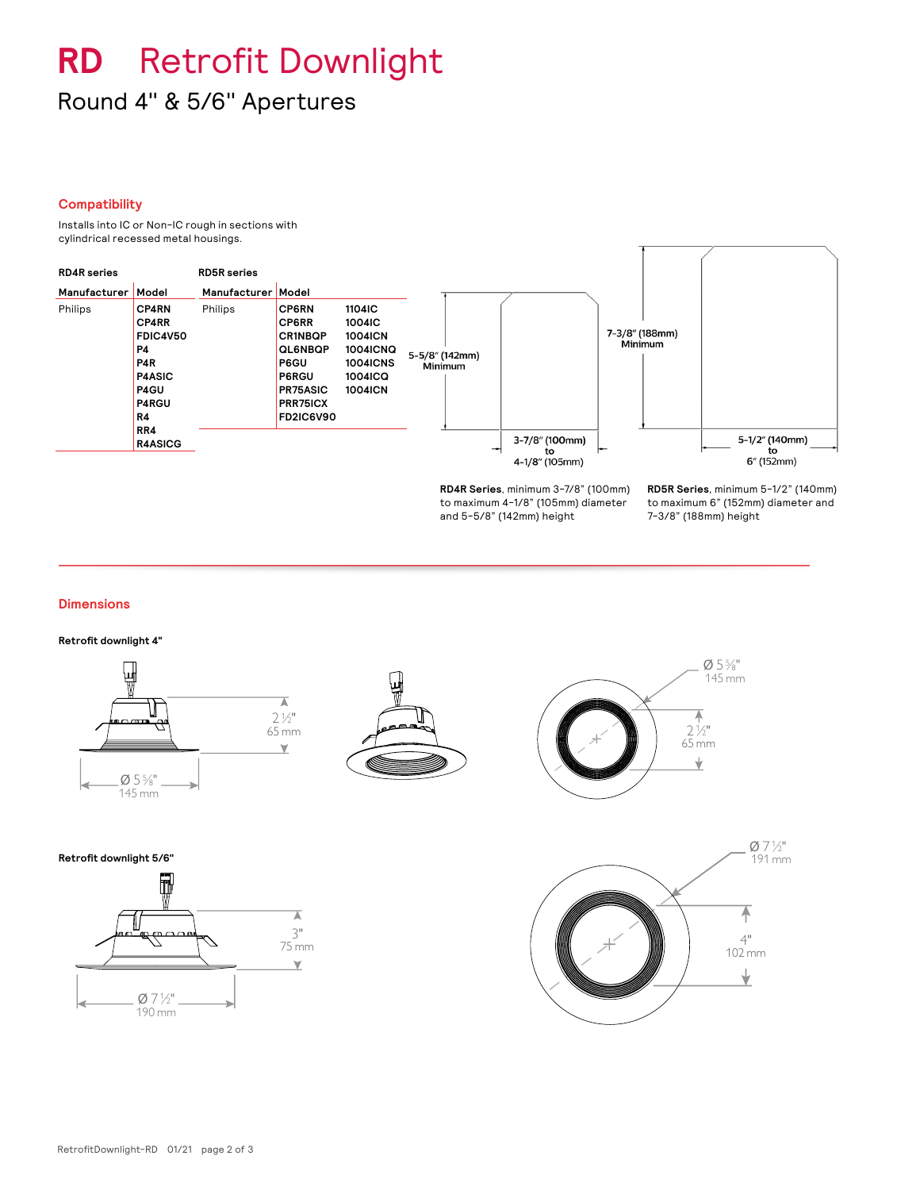# RD Retrofit Downlight

## Round 4" & 5/6" Apertures

### Compatibility

Installs into IC or Non-IC rough in sections with cylindrical recessed metal housings.

**RD4R series**

| Manufacturer | Model |
|---|---|
| Philips | CP4RN |
| | CP4RR |
| | FDIC4V50 |
| | P4 |
| | P4R |
| | P4ASIC |
| | P4GU |
| | P4RGU |
| | R4 |
| | RR4 |
| | R4ASICG |

**RD5R series**

| Manufacturer | Model | |
|---|---|---|
| Philips | CP6RN | 1104IC |
| | CP6RR | 1004IC |
| | CR1NBQP | 1004ICN |
| | QL6NBQP | 1004ICNQ |
| | P6GU | 1004ICNS |
| | P6RGU | 1004ICQ |
| | PR75ASIC | 1004ICN |
| | PRR75ICX | |
| | FD2IC6V90 | |

5-5/8" (142mm) Minimum

3-7/8" (100mm) to 4-1/8" (105mm)

7-3/8" (188mm) Minimum

5-1/2" (140mm) to 6" (152mm)

**RD4R Series**, minimum 3-7/8" (100mm) to maximum 4-1/8" (105mm) diameter and 5-5/8" (142mm) height

**RD5R Series**, minimum 5-1/2" (140mm) to maximum 6" (152mm) diameter and 7-3/8" (188mm) height

### Dimensions

**Retrofit downlight 4"**

2 ½" 65 mm

Ø 5 ⅝" 145 mm

Ø 5 ⅝" 145 mm

2 ½" 65 mm

**Retrofit downlight 5/6"**

3" 75 mm

Ø 7 ½" 190 mm

Ø 7 ½" 191 mm

4" 102 mm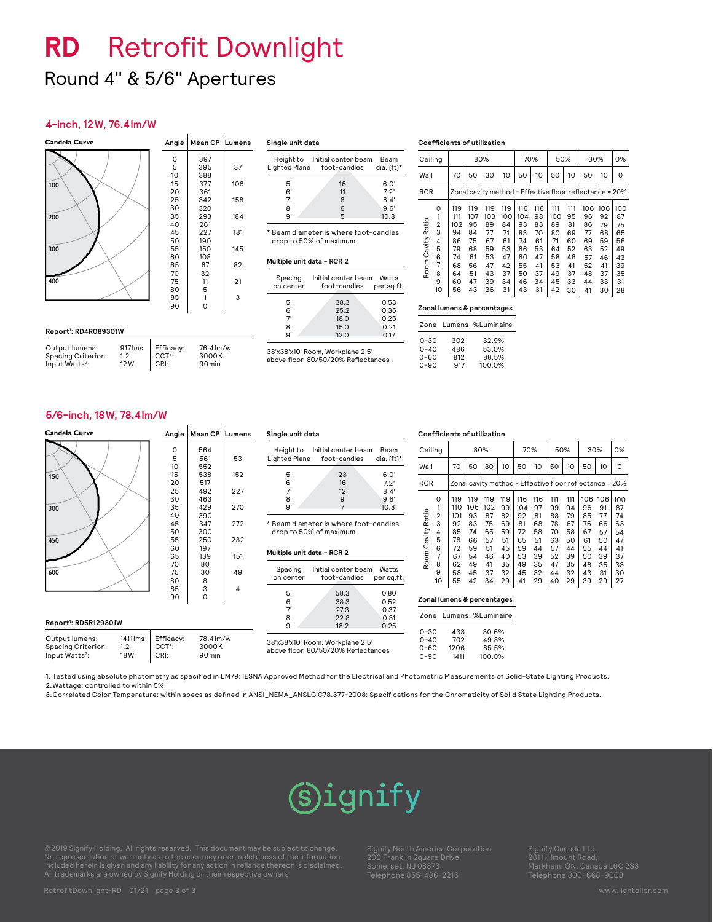# RD Retrofit Downlight

## Round 4" & 5/6" Apertures

### 4-inch, 12W, 76.4lm/W

**Candela Curve**

100
200
300
400

| Angle | Mean CP | Lumens |
|---|---|---|
| 0 | 397 | |
| 5 | 395 | 37 |
| 10 | 388 | |
| 15 | 377 | 106 |
| 20 | 361 | |
| 25 | 342 | 158 |
| 30 | 320 | |
| 35 | 293 | 184 |
| 40 | 261 | |
| 45 | 227 | 181 |
| 50 | 190 | |
| 55 | 150 | 145 |
| 60 | 108 | |
| 65 | 67 | 82 |
| 70 | 32 | |
| 75 | 11 | 21 |
| 80 | 5 | |
| 85 | 1 | 3 |
| 90 | 0 | |

**Report[1]: RD4R089301W**

| | | | |
|---|---|---|---|
| Output lumens: | 917lms | Efficacy: | 76.4lm/w |
| Spacing Criterion: | 1.2 | CCT[3]: | 3000K |
| Input Watts[2]: | 12W | CRI: | 90min |

**Single unit data**

| Height to Lighted Plane | Initial center beam foot-candles | Beam dia. (ft)* |
|---|---|---|
| 5' | 16 | 6.0' |
| 6' | 11 | 7.2' |
| 7' | 8 | 8.4' |
| 8' | 6 | 9.6' |
| 9' | 5 | 10.8' |

* Beam diameter is where foot-candles drop to 50% of maximum.

**Multiple unit data - RCR 2**

| Spacing on center | Initial center beam foot-candles | Watts per sq.ft. |
|---|---|---|
| 5' | 38.3 | 0.53 |
| 6' | 25.2 | 0.35 |
| 7' | 18.0 | 0.25 |
| 8' | 15.0 | 0.21 |
| 9' | 12.0 | 0.17 |

38'x38'x10' Room, Workplane 2.5' above floor, 80/50/20% Reflectances

**Coefficients of utilization**

| Ceiling | 80% | | | | 70% | | 50% | | 30% | | 0% |
|---|---|---|---|---|---|---|---|---|---|---|---|
| Wall | 70 | 50 | 30 | 10 | 50 | 10 | 50 | 10 | 50 | 10 | 0 |
| RCR | Zonal cavity method - Effective floor reflectance = 20% | | | | | | | | | | |
| 0 | 119 | 119 | 119 | 119 | 116 | 116 | 111 | 111 | 106 | 106 | 100 |
| 1 | 111 | 107 | 103 | 100 | 104 | 98 | 100 | 95 | 96 | 92 | 87 |
| 2 | 102 | 95 | 89 | 84 | 93 | 83 | 89 | 81 | 86 | 79 | 75 |
| 3 | 94 | 84 | 77 | 71 | 83 | 70 | 80 | 69 | 77 | 68 | 65 |
| 4 | 86 | 75 | 67 | 61 | 74 | 61 | 71 | 60 | 69 | 59 | 56 |
| 5 | 79 | 68 | 59 | 53 | 66 | 53 | 64 | 52 | 63 | 52 | 49 |
| 6 | 74 | 61 | 53 | 47 | 60 | 47 | 58 | 46 | 57 | 46 | 43 |
| 7 | 68 | 56 | 47 | 42 | 55 | 41 | 53 | 41 | 52 | 41 | 39 |
| 8 | 64 | 51 | 43 | 37 | 50 | 37 | 49 | 37 | 48 | 37 | 35 |
| 9 | 60 | 47 | 39 | 34 | 46 | 34 | 45 | 33 | 44 | 33 | 31 |
| 10 | 56 | 43 | 36 | 31 | 43 | 31 | 42 | 30 | 41 | 30 | 28 |

Room Cavity Ratio

**Zonal lumens & percentages**

| Zone | Lumens | %Luminaire |
|---|---|---|
| 0-30 | 302 | 32.9% |
| 0-40 | 486 | 53.0% |
| 0-60 | 812 | 88.5% |
| 0-90 | 917 | 100.0% |

### 5/6-inch, 18W, 78.4lm/W

**Candela Curve**

150
300
450
600

| Angle | Mean CP | Lumens |
|---|---|---|
| 0 | 564 | |
| 5 | 561 | 53 |
| 10 | 552 | |
| 15 | 538 | 152 |
| 20 | 517 | |
| 25 | 492 | 227 |
| 30 | 463 | |
| 35 | 429 | 270 |
| 40 | 390 | |
| 45 | 347 | 272 |
| 50 | 300 | |
| 55 | 250 | 232 |
| 60 | 197 | |
| 65 | 139 | 151 |
| 70 | 80 | |
| 75 | 30 | 49 |
| 80 | 8 | |
| 85 | 3 | 4 |
| 90 | 0 | |

**Report[1]: RD5R129301W**

| | | | |
|---|---|---|---|
| Output lumens: | 1411lms | Efficacy: | 78.4lm/w |
| Spacing Criterion: | 1.2 | CCT[3]: | 3000K |
| Input Watts[2]: | 18W | CRI: | 90min |

**Single unit data**

| Height to Lighted Plane | Initial center beam foot-candles | Beam dia. (ft)* |
|---|---|---|
| 5' | 23 | 6.0' |
| 6' | 16 | 7.2' |
| 7' | 12 | 8.4' |
| 8' | 9 | 9.6' |
| 9' | 7 | 10.8' |

* Beam diameter is where foot-candles drop to 50% of maximum.

**Multiple unit data - RCR 2**

| Spacing on center | Initial center beam foot-candles | Watts per sq.ft. |
|---|---|---|
| 5' | 58.3 | 0.80 |
| 6' | 38.3 | 0.52 |
| 7' | 27.3 | 0.37 |
| 8' | 22.8 | 0.31 |
| 9' | 18.2 | 0.25 |

38'x38'x10' Room, Workplane 2.5' above floor, 80/50/20% Reflectances

**Coefficients of utilization**

| Ceiling | 80% | | | | 70% | | 50% | | 30% | | 0% |
|---|---|---|---|---|---|---|---|---|---|---|---|
| Wall | 70 | 50 | 30 | 10 | 50 | 10 | 50 | 10 | 50 | 10 | 0 |
| RCR | Zonal cavity method - Effective floor reflectance = 20% | | | | | | | | | | |
| 0 | 119 | 119 | 119 | 119 | 116 | 116 | 111 | 111 | 106 | 106 | 100 |
| 1 | 110 | 106 | 102 | 99 | 104 | 97 | 99 | 94 | 96 | 91 | 87 |
| 2 | 101 | 93 | 87 | 82 | 92 | 81 | 88 | 79 | 85 | 77 | 74 |
| 3 | 92 | 83 | 75 | 69 | 81 | 68 | 78 | 67 | 75 | 66 | 63 |
| 4 | 85 | 74 | 65 | 59 | 72 | 58 | 70 | 58 | 67 | 57 | 54 |
| 5 | 78 | 66 | 57 | 51 | 65 | 51 | 63 | 50 | 61 | 50 | 47 |
| 6 | 72 | 59 | 51 | 45 | 59 | 44 | 57 | 44 | 55 | 44 | 41 |
| 7 | 67 | 54 | 46 | 40 | 53 | 39 | 52 | 39 | 50 | 39 | 37 |
| 8 | 62 | 49 | 41 | 35 | 49 | 35 | 47 | 35 | 46 | 35 | 33 |
| 9 | 58 | 45 | 37 | 32 | 45 | 32 | 44 | 32 | 43 | 31 | 30 |
| 10 | 55 | 42 | 34 | 29 | 41 | 29 | 40 | 29 | 39 | 29 | 27 |

Room Cavity Ratio

**Zonal lumens & percentages**

| Zone | Lumens | %Luminaire |
|---|---|---|
| 0-30 | 433 | 30.6% |
| 0-40 | 702 | 49.8% |
| 0-60 | 1206 | 85.5% |
| 0-90 | 1411 | 100.0% |

1. Tested using absolute photometry as specified in LM79: IESNA Approved Method for the Electrical and Photometric Measurements of Solid-State Lighting Products.
2. Wattage: controlled to within 5%
3. Correlated Color Temperature: within specs as defined in ANSI_NEMA_ANSLG C78.377-2008: Specifications for the Chromaticity of Solid State Lighting Products.

signify

©2019 Signify Holding. All rights reserved. This document may be subject to change. No representation or warranty as to the accuracy or completeness of the information included herein is given and any liability for any action in reliance thereon is disclaimed. All trademarks are owned by Signify Holding or their respective owners.

Signify North America Corporation
200 Franklin Square Drive,
Somerset, NJ 08873
Telephone 855-486-2216

Signify Canada Ltd.
281 Hillmount Road,
Markham, ON, Canada L6C 2S3
Telephone 800-668-9008

RetrofitDownlight-RD 01/21

www.lightolier.com